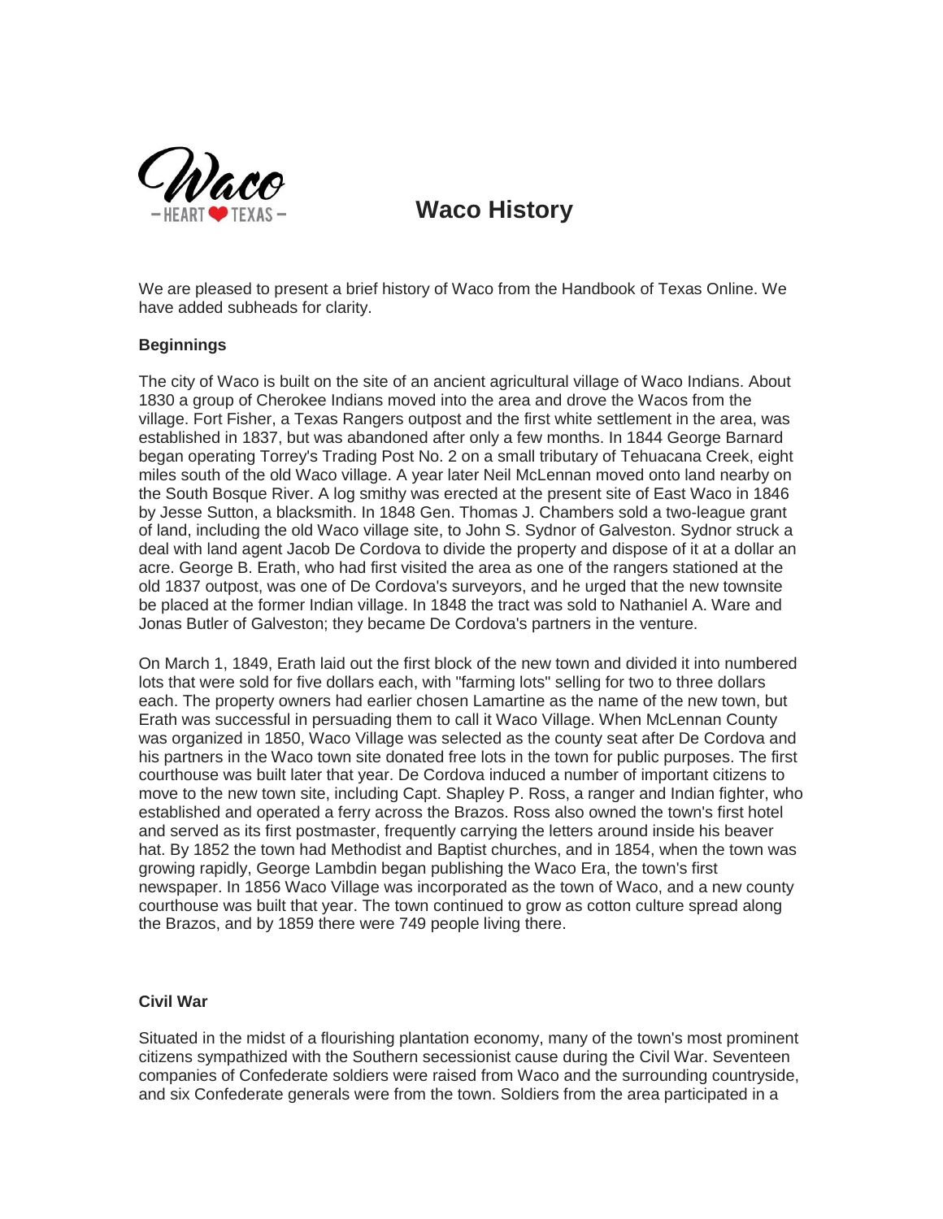Waco

– HEART ❤ TEXAS –

# Waco History

We are pleased to present a brief history of Waco from the Handbook of Texas Online. We have added subheads for clarity.

## Beginnings

The city of Waco is built on the site of an ancient agricultural village of Waco Indians. About 1830 a group of Cherokee Indians moved into the area and drove the Wacos from the village. Fort Fisher, a Texas Rangers outpost and the first white settlement in the area, was established in 1837, but was abandoned after only a few months. In 1844 George Barnard began operating Torrey's Trading Post No. 2 on a small tributary of Tehuacana Creek, eight miles south of the old Waco village. A year later Neil McLennan moved onto land nearby on the South Bosque River. A log smithy was erected at the present site of East Waco in 1846 by Jesse Sutton, a blacksmith. In 1848 Gen. Thomas J. Chambers sold a two-league grant of land, including the old Waco village site, to John S. Sydnor of Galveston. Sydnor struck a deal with land agent Jacob De Cordova to divide the property and dispose of it at a dollar an acre. George B. Erath, who had first visited the area as one of the rangers stationed at the old 1837 outpost, was one of De Cordova's surveyors, and he urged that the new townsite be placed at the former Indian village. In 1848 the tract was sold to Nathaniel A. Ware and Jonas Butler of Galveston; they became De Cordova's partners in the venture.

On March 1, 1849, Erath laid out the first block of the new town and divided it into numbered lots that were sold for five dollars each, with "farming lots" selling for two to three dollars each. The property owners had earlier chosen Lamartine as the name of the new town, but Erath was successful in persuading them to call it Waco Village. When McLennan County was organized in 1850, Waco Village was selected as the county seat after De Cordova and his partners in the Waco town site donated free lots in the town for public purposes. The first courthouse was built later that year. De Cordova induced a number of important citizens to move to the new town site, including Capt. Shapley P. Ross, a ranger and Indian fighter, who established and operated a ferry across the Brazos. Ross also owned the town's first hotel and served as its first postmaster, frequently carrying the letters around inside his beaver hat. By 1852 the town had Methodist and Baptist churches, and in 1854, when the town was growing rapidly, George Lambdin began publishing the Waco Era, the town's first newspaper. In 1856 Waco Village was incorporated as the town of Waco, and a new county courthouse was built that year. The town continued to grow as cotton culture spread along the Brazos, and by 1859 there were 749 people living there.

## Civil War

Situated in the midst of a flourishing plantation economy, many of the town's most prominent citizens sympathized with the Southern secessionist cause during the Civil War. Seventeen companies of Confederate soldiers were raised from Waco and the surrounding countryside, and six Confederate generals were from the town. Soldiers from the area participated in a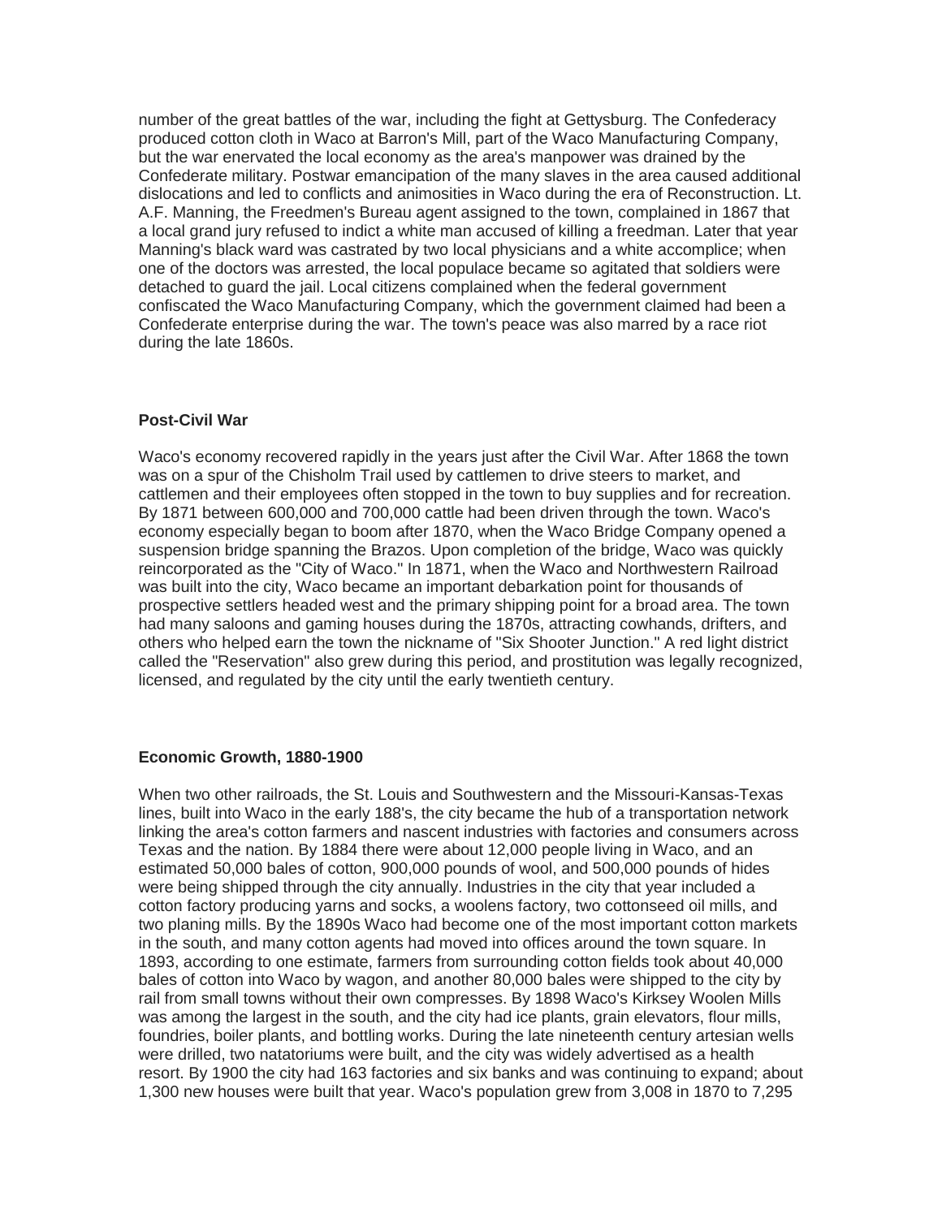number of the great battles of the war, including the fight at Gettysburg. The Confederacy produced cotton cloth in Waco at Barron's Mill, part of the Waco Manufacturing Company, but the war enervated the local economy as the area's manpower was drained by the Confederate military. Postwar emancipation of the many slaves in the area caused additional dislocations and led to conflicts and animosities in Waco during the era of Reconstruction. Lt. A.F. Manning, the Freedmen's Bureau agent assigned to the town, complained in 1867 that a local grand jury refused to indict a white man accused of killing a freedman. Later that year Manning's black ward was castrated by two local physicians and a white accomplice; when one of the doctors was arrested, the local populace became so agitated that soldiers were detached to guard the jail. Local citizens complained when the federal government confiscated the Waco Manufacturing Company, which the government claimed had been a Confederate enterprise during the war. The town's peace was also marred by a race riot during the late 1860s.

**Post-Civil War**

Waco's economy recovered rapidly in the years just after the Civil War. After 1868 the town was on a spur of the Chisholm Trail used by cattlemen to drive steers to market, and cattlemen and their employees often stopped in the town to buy supplies and for recreation. By 1871 between 600,000 and 700,000 cattle had been driven through the town. Waco's economy especially began to boom after 1870, when the Waco Bridge Company opened a suspension bridge spanning the Brazos. Upon completion of the bridge, Waco was quickly reincorporated as the "City of Waco." In 1871, when the Waco and Northwestern Railroad was built into the city, Waco became an important debarkation point for thousands of prospective settlers headed west and the primary shipping point for a broad area. The town had many saloons and gaming houses during the 1870s, attracting cowhands, drifters, and others who helped earn the town the nickname of "Six Shooter Junction." A red light district called the "Reservation" also grew during this period, and prostitution was legally recognized, licensed, and regulated by the city until the early twentieth century.

**Economic Growth, 1880-1900**

When two other railroads, the St. Louis and Southwestern and the Missouri-Kansas-Texas lines, built into Waco in the early 188's, the city became the hub of a transportation network linking the area's cotton farmers and nascent industries with factories and consumers across Texas and the nation. By 1884 there were about 12,000 people living in Waco, and an estimated 50,000 bales of cotton, 900,000 pounds of wool, and 500,000 pounds of hides were being shipped through the city annually. Industries in the city that year included a cotton factory producing yarns and socks, a woolens factory, two cottonseed oil mills, and two planing mills. By the 1890s Waco had become one of the most important cotton markets in the south, and many cotton agents had moved into offices around the town square. In 1893, according to one estimate, farmers from surrounding cotton fields took about 40,000 bales of cotton into Waco by wagon, and another 80,000 bales were shipped to the city by rail from small towns without their own compresses. By 1898 Waco's Kirksey Woolen Mills was among the largest in the south, and the city had ice plants, grain elevators, flour mills, foundries, boiler plants, and bottling works. During the late nineteenth century artesian wells were drilled, two natatoriums were built, and the city was widely advertised as a health resort. By 1900 the city had 163 factories and six banks and was continuing to expand; about 1,300 new houses were built that year. Waco's population grew from 3,008 in 1870 to 7,295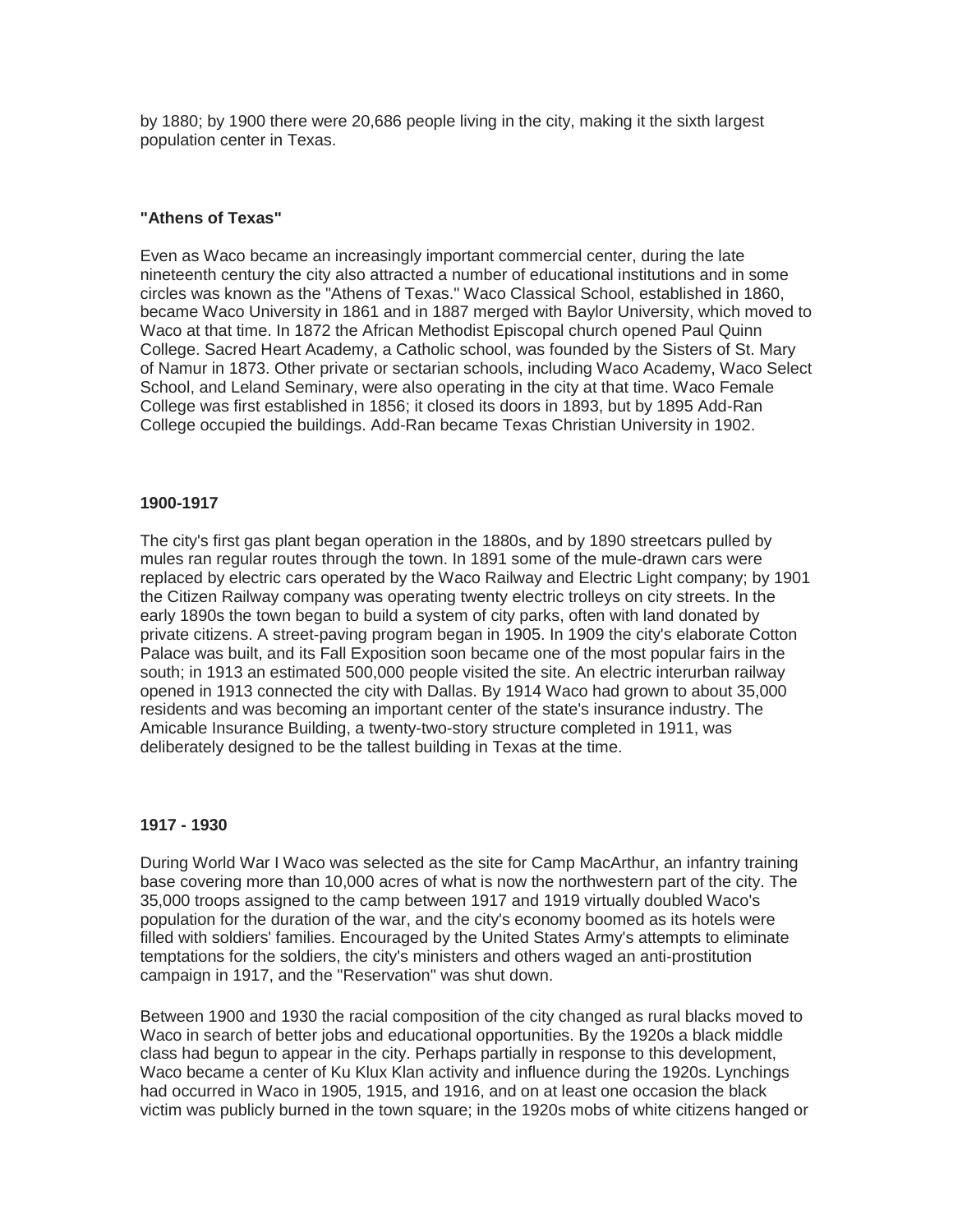by 1880; by 1900 there were 20,686 people living in the city, making it the sixth largest population center in Texas.

### "Athens of Texas"

Even as Waco became an increasingly important commercial center, during the late nineteenth century the city also attracted a number of educational institutions and in some circles was known as the "Athens of Texas." Waco Classical School, established in 1860, became Waco University in 1861 and in 1887 merged with Baylor University, which moved to Waco at that time. In 1872 the African Methodist Episcopal church opened Paul Quinn College. Sacred Heart Academy, a Catholic school, was founded by the Sisters of St. Mary of Namur in 1873. Other private or sectarian schools, including Waco Academy, Waco Select School, and Leland Seminary, were also operating in the city at that time. Waco Female College was first established in 1856; it closed its doors in 1893, but by 1895 Add-Ran College occupied the buildings. Add-Ran became Texas Christian University in 1902.

### 1900-1917

The city's first gas plant began operation in the 1880s, and by 1890 streetcars pulled by mules ran regular routes through the town. In 1891 some of the mule-drawn cars were replaced by electric cars operated by the Waco Railway and Electric Light company; by 1901 the Citizen Railway company was operating twenty electric trolleys on city streets. In the early 1890s the town began to build a system of city parks, often with land donated by private citizens. A street-paving program began in 1905. In 1909 the city's elaborate Cotton Palace was built, and its Fall Exposition soon became one of the most popular fairs in the south; in 1913 an estimated 500,000 people visited the site. An electric interurban railway opened in 1913 connected the city with Dallas. By 1914 Waco had grown to about 35,000 residents and was becoming an important center of the state's insurance industry. The Amicable Insurance Building, a twenty-two-story structure completed in 1911, was deliberately designed to be the tallest building in Texas at the time.

### 1917 - 1930

During World War I Waco was selected as the site for Camp MacArthur, an infantry training base covering more than 10,000 acres of what is now the northwestern part of the city. The 35,000 troops assigned to the camp between 1917 and 1919 virtually doubled Waco's population for the duration of the war, and the city's economy boomed as its hotels were filled with soldiers' families. Encouraged by the United States Army's attempts to eliminate temptations for the soldiers, the city's ministers and others waged an anti-prostitution campaign in 1917, and the "Reservation" was shut down.

Between 1900 and 1930 the racial composition of the city changed as rural blacks moved to Waco in search of better jobs and educational opportunities. By the 1920s a black middle class had begun to appear in the city. Perhaps partially in response to this development, Waco became a center of Ku Klux Klan activity and influence during the 1920s. Lynchings had occurred in Waco in 1905, 1915, and 1916, and on at least one occasion the black victim was publicly burned in the town square; in the 1920s mobs of white citizens hanged or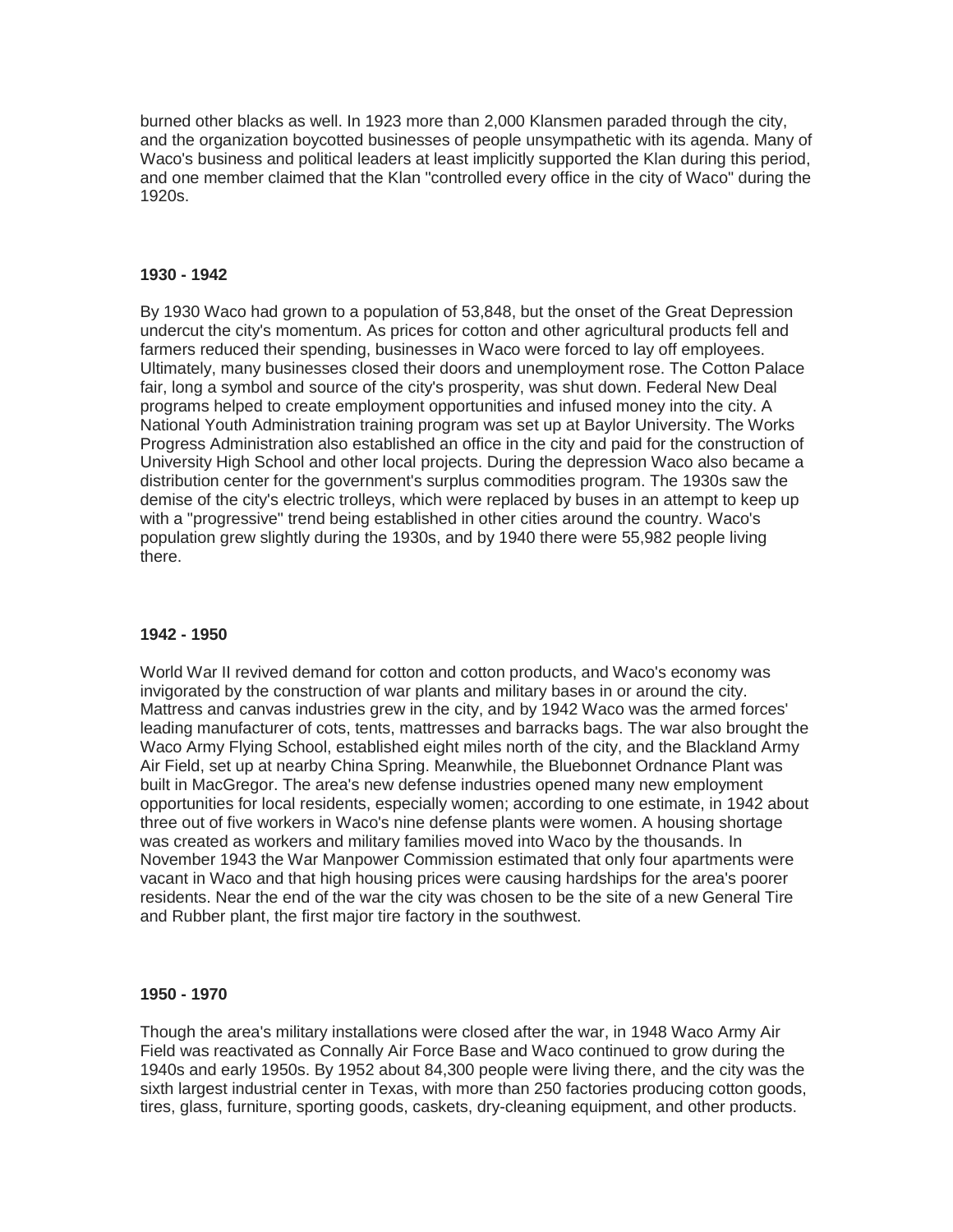burned other blacks as well. In 1923 more than 2,000 Klansmen paraded through the city, and the organization boycotted businesses of people unsympathetic with its agenda. Many of Waco's business and political leaders at least implicitly supported the Klan during this period, and one member claimed that the Klan "controlled every office in the city of Waco" during the 1920s.

**1930 - 1942**

By 1930 Waco had grown to a population of 53,848, but the onset of the Great Depression undercut the city's momentum. As prices for cotton and other agricultural products fell and farmers reduced their spending, businesses in Waco were forced to lay off employees. Ultimately, many businesses closed their doors and unemployment rose. The Cotton Palace fair, long a symbol and source of the city's prosperity, was shut down. Federal New Deal programs helped to create employment opportunities and infused money into the city. A National Youth Administration training program was set up at Baylor University. The Works Progress Administration also established an office in the city and paid for the construction of University High School and other local projects. During the depression Waco also became a distribution center for the government's surplus commodities program. The 1930s saw the demise of the city's electric trolleys, which were replaced by buses in an attempt to keep up with a "progressive" trend being established in other cities around the country. Waco's population grew slightly during the 1930s, and by 1940 there were 55,982 people living there.

**1942 - 1950**

World War II revived demand for cotton and cotton products, and Waco's economy was invigorated by the construction of war plants and military bases in or around the city. Mattress and canvas industries grew in the city, and by 1942 Waco was the armed forces' leading manufacturer of cots, tents, mattresses and barracks bags. The war also brought the Waco Army Flying School, established eight miles north of the city, and the Blackland Army Air Field, set up at nearby China Spring. Meanwhile, the Bluebonnet Ordnance Plant was built in MacGregor. The area's new defense industries opened many new employment opportunities for local residents, especially women; according to one estimate, in 1942 about three out of five workers in Waco's nine defense plants were women. A housing shortage was created as workers and military families moved into Waco by the thousands. In November 1943 the War Manpower Commission estimated that only four apartments were vacant in Waco and that high housing prices were causing hardships for the area's poorer residents. Near the end of the war the city was chosen to be the site of a new General Tire and Rubber plant, the first major tire factory in the southwest.

**1950 - 1970**

Though the area's military installations were closed after the war, in 1948 Waco Army Air Field was reactivated as Connally Air Force Base and Waco continued to grow during the 1940s and early 1950s. By 1952 about 84,300 people were living there, and the city was the sixth largest industrial center in Texas, with more than 250 factories producing cotton goods, tires, glass, furniture, sporting goods, caskets, dry-cleaning equipment, and other products.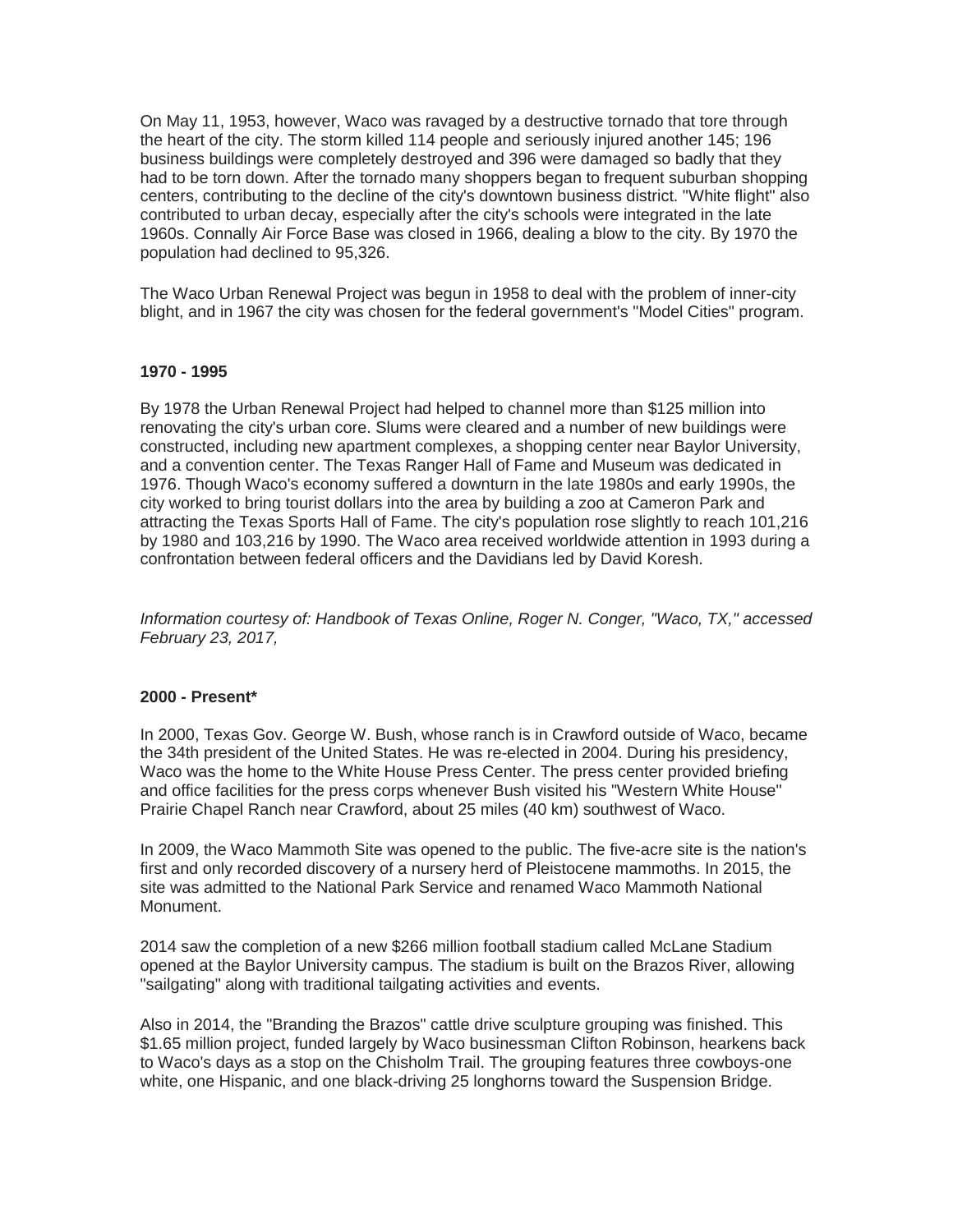On May 11, 1953, however, Waco was ravaged by a destructive tornado that tore through the heart of the city. The storm killed 114 people and seriously injured another 145; 196 business buildings were completely destroyed and 396 were damaged so badly that they had to be torn down. After the tornado many shoppers began to frequent suburban shopping centers, contributing to the decline of the city's downtown business district. "White flight" also contributed to urban decay, especially after the city's schools were integrated in the late 1960s. Connally Air Force Base was closed in 1966, dealing a blow to the city. By 1970 the population had declined to 95,326.

The Waco Urban Renewal Project was begun in 1958 to deal with the problem of inner-city blight, and in 1967 the city was chosen for the federal government's "Model Cities" program.

**1970 - 1995**

By 1978 the Urban Renewal Project had helped to channel more than $125 million into renovating the city's urban core. Slums were cleared and a number of new buildings were constructed, including new apartment complexes, a shopping center near Baylor University, and a convention center. The Texas Ranger Hall of Fame and Museum was dedicated in 1976. Though Waco's economy suffered a downturn in the late 1980s and early 1990s, the city worked to bring tourist dollars into the area by building a zoo at Cameron Park and attracting the Texas Sports Hall of Fame. The city's population rose slightly to reach 101,216 by 1980 and 103,216 by 1990. The Waco area received worldwide attention in 1993 during a confrontation between federal officers and the Davidians led by David Koresh.

*Information courtesy of: Handbook of Texas Online, Roger N. Conger, "Waco, TX," accessed February 23, 2017,*

**2000 - Present***

In 2000, Texas Gov. George W. Bush, whose ranch is in Crawford outside of Waco, became the 34th president of the United States. He was re-elected in 2004. During his presidency, Waco was the home to the White House Press Center. The press center provided briefing and office facilities for the press corps whenever Bush visited his "Western White House" Prairie Chapel Ranch near Crawford, about 25 miles (40 km) southwest of Waco.

In 2009, the Waco Mammoth Site was opened to the public. The five-acre site is the nation's first and only recorded discovery of a nursery herd of Pleistocene mammoths. In 2015, the site was admitted to the National Park Service and renamed Waco Mammoth National Monument.

2014 saw the completion of a new $266 million football stadium called McLane Stadium opened at the Baylor University campus. The stadium is built on the Brazos River, allowing "sailgating" along with traditional tailgating activities and events.

Also in 2014, the "Branding the Brazos" cattle drive sculpture grouping was finished. This $1.65 million project, funded largely by Waco businessman Clifton Robinson, hearkens back to Waco's days as a stop on the Chisholm Trail. The grouping features three cowboys-one white, one Hispanic, and one black-driving 25 longhorns toward the Suspension Bridge.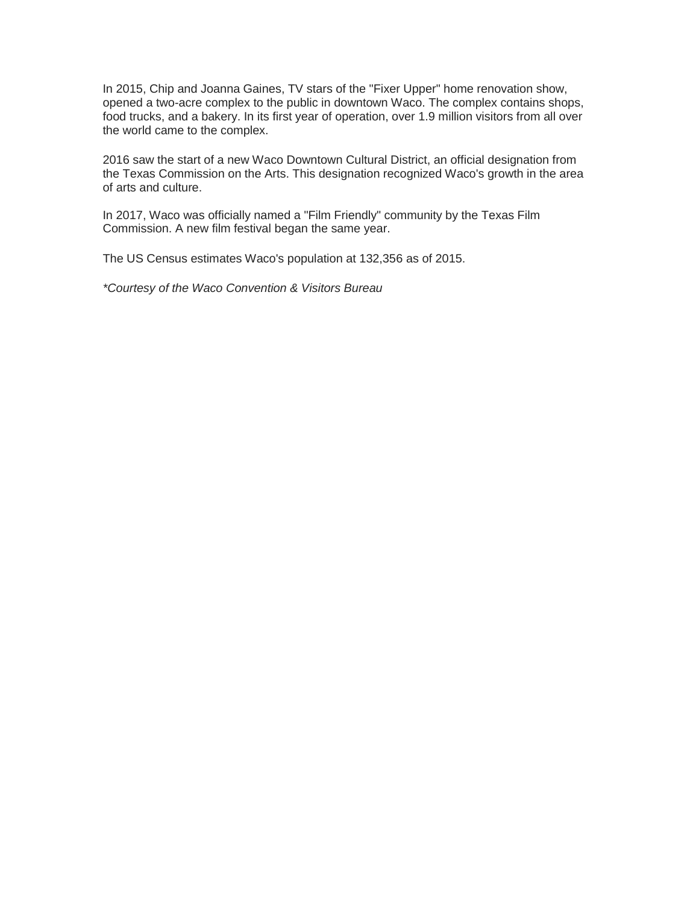In 2015, Chip and Joanna Gaines, TV stars of the "Fixer Upper" home renovation show, opened a two-acre complex to the public in downtown Waco. The complex contains shops, food trucks, and a bakery. In its first year of operation, over 1.9 million visitors from all over the world came to the complex.

2016 saw the start of a new Waco Downtown Cultural District, an official designation from the Texas Commission on the Arts. This designation recognized Waco's growth in the area of arts and culture.

In 2017, Waco was officially named a "Film Friendly" community by the Texas Film Commission. A new film festival began the same year.

The US Census estimates Waco's population at 132,356 as of 2015.

*\*Courtesy of the Waco Convention & Visitors Bureau*